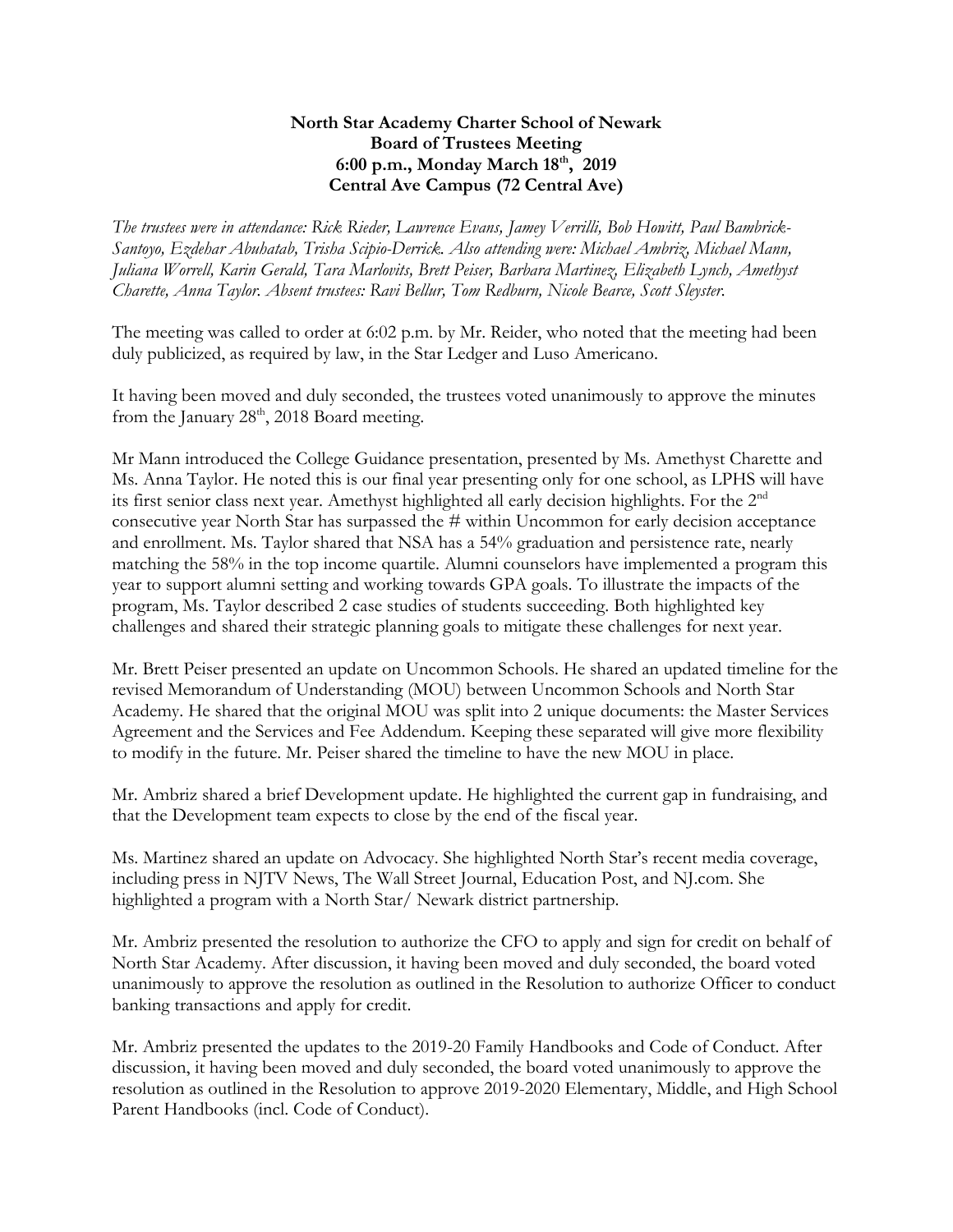**North Star Academy Charter School of Newark**
**Board of Trustees Meeting**
**6:00 p.m., Monday March 18th, 2019**
**Central Ave Campus (72 Central Ave)**

*The trustees were in attendance: Rick Rieder, Lawrence Evans, Jamey Verrilli, Bob Howitt, Paul Bambrick-Santoyo, Ezdehar Abuhatab, Trisha Scipio-Derrick. Also attending were: Michael Ambriz, Michael Mann, Juliana Worrell, Karin Gerald, Tara Marlovits, Brett Peiser, Barbara Martinez, Elizabeth Lynch, Amethyst Charette, Anna Taylor. Absent trustees: Ravi Bellur, Tom Redburn, Nicole Bearce, Scott Sleyster.*

The meeting was called to order at 6:02 p.m. by Mr. Reider, who noted that the meeting had been duly publicized, as required by law, in the Star Ledger and Luso Americano.

It having been moved and duly seconded, the trustees voted unanimously to approve the minutes from the January 28th, 2018 Board meeting.

Mr Mann introduced the College Guidance presentation, presented by Ms. Amethyst Charette and Ms. Anna Taylor. He noted this is our final year presenting only for one school, as LPHS will have its first senior class next year. Amethyst highlighted all early decision highlights. For the 2nd consecutive year North Star has surpassed the # within Uncommon for early decision acceptance and enrollment. Ms. Taylor shared that NSA has a 54% graduation and persistence rate, nearly matching the 58% in the top income quartile. Alumni counselors have implemented a program this year to support alumni setting and working towards GPA goals. To illustrate the impacts of the program, Ms. Taylor described 2 case studies of students succeeding. Both highlighted key challenges and shared their strategic planning goals to mitigate these challenges for next year.

Mr. Brett Peiser presented an update on Uncommon Schools. He shared an updated timeline for the revised Memorandum of Understanding (MOU) between Uncommon Schools and North Star Academy. He shared that the original MOU was split into 2 unique documents: the Master Services Agreement and the Services and Fee Addendum. Keeping these separated will give more flexibility to modify in the future. Mr. Peiser shared the timeline to have the new MOU in place.

Mr. Ambriz shared a brief Development update. He highlighted the current gap in fundraising, and that the Development team expects to close by the end of the fiscal year.

Ms. Martinez shared an update on Advocacy. She highlighted North Star's recent media coverage, including press in NJTV News, The Wall Street Journal, Education Post, and NJ.com. She highlighted a program with a North Star/ Newark district partnership.

Mr. Ambriz presented the resolution to authorize the CFO to apply and sign for credit on behalf of North Star Academy. After discussion, it having been moved and duly seconded, the board voted unanimously to approve the resolution as outlined in the Resolution to authorize Officer to conduct banking transactions and apply for credit.

Mr. Ambriz presented the updates to the 2019-20 Family Handbooks and Code of Conduct. After discussion, it having been moved and duly seconded, the board voted unanimously to approve the resolution as outlined in the Resolution to approve 2019-2020 Elementary, Middle, and High School Parent Handbooks (incl. Code of Conduct).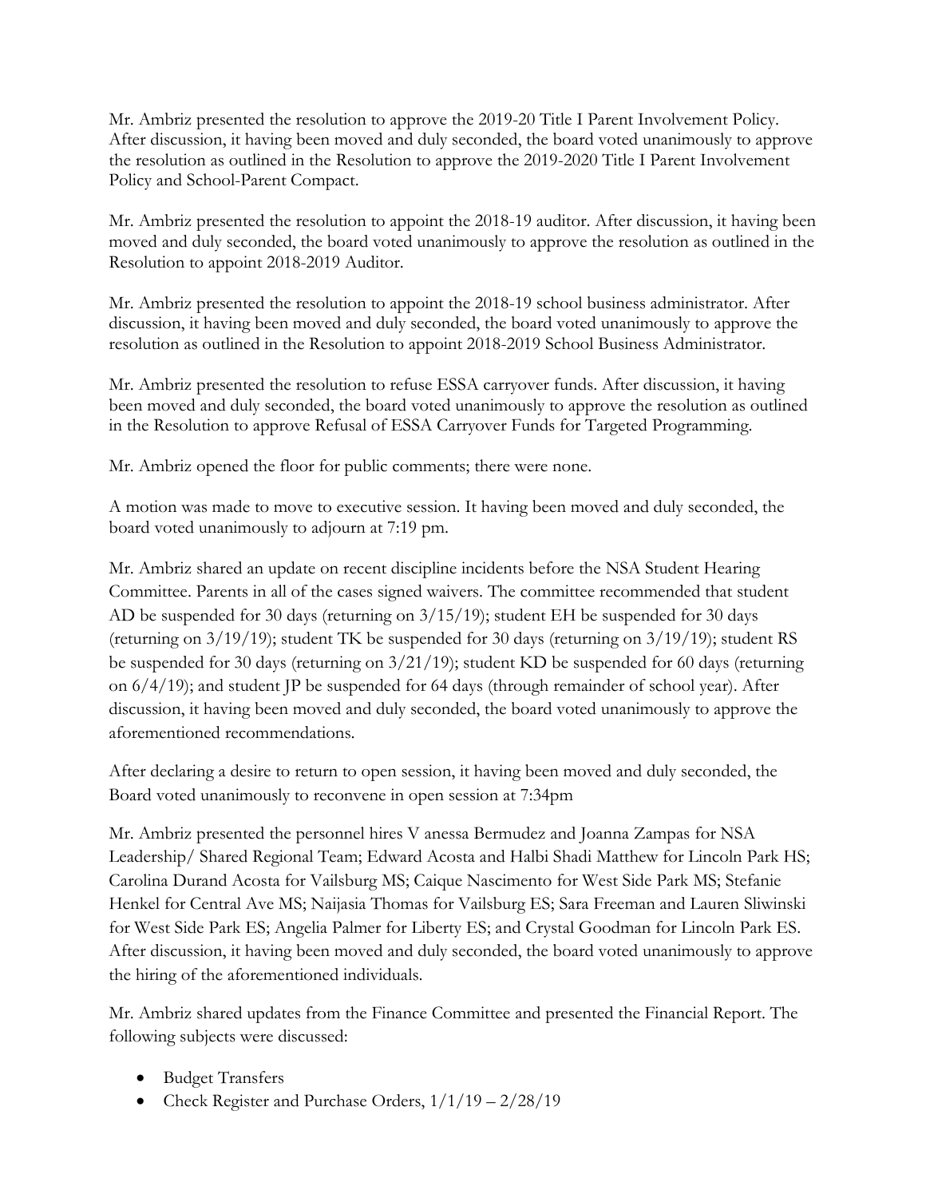Mr. Ambriz presented the resolution to approve the 2019-20 Title I Parent Involvement Policy. After discussion, it having been moved and duly seconded, the board voted unanimously to approve the resolution as outlined in the Resolution to approve the 2019-2020 Title I Parent Involvement Policy and School-Parent Compact.

Mr. Ambriz presented the resolution to appoint the 2018-19 auditor. After discussion, it having been moved and duly seconded, the board voted unanimously to approve the resolution as outlined in the Resolution to appoint 2018-2019 Auditor.

Mr. Ambriz presented the resolution to appoint the 2018-19 school business administrator. After discussion, it having been moved and duly seconded, the board voted unanimously to approve the resolution as outlined in the Resolution to appoint 2018-2019 School Business Administrator.

Mr. Ambriz presented the resolution to refuse ESSA carryover funds. After discussion, it having been moved and duly seconded, the board voted unanimously to approve the resolution as outlined in the Resolution to approve Refusal of ESSA Carryover Funds for Targeted Programming.

Mr. Ambriz opened the floor for public comments; there were none.

A motion was made to move to executive session. It having been moved and duly seconded, the board voted unanimously to adjourn at 7:19 pm.

Mr. Ambriz shared an update on recent discipline incidents before the NSA Student Hearing Committee. Parents in all of the cases signed waivers. The committee recommended that student AD be suspended for 30 days (returning on 3/15/19); student EH be suspended for 30 days (returning on 3/19/19); student TK be suspended for 30 days (returning on 3/19/19); student RS be suspended for 30 days (returning on 3/21/19); student KD be suspended for 60 days (returning on 6/4/19); and student JP be suspended for 64 days (through remainder of school year). After discussion, it having been moved and duly seconded, the board voted unanimously to approve the aforementioned recommendations.

After declaring a desire to return to open session, it having been moved and duly seconded, the Board voted unanimously to reconvene in open session at 7:34pm

Mr. Ambriz presented the personnel hires V anessa Bermudez and Joanna Zampas for NSA Leadership/ Shared Regional Team; Edward Acosta and Halbi Shadi Matthew for Lincoln Park HS; Carolina Durand Acosta for Vailsburg MS; Caique Nascimento for West Side Park MS; Stefanie Henkel for Central Ave MS; Naijasia Thomas for Vailsburg ES; Sara Freeman and Lauren Sliwinski for West Side Park ES; Angelia Palmer for Liberty ES; and Crystal Goodman for Lincoln Park ES. After discussion, it having been moved and duly seconded, the board voted unanimously to approve the hiring of the aforementioned individuals.

Mr. Ambriz shared updates from the Finance Committee and presented the Financial Report. The following subjects were discussed:

- Budget Transfers
- Check Register and Purchase Orders, 1/1/19 – 2/28/19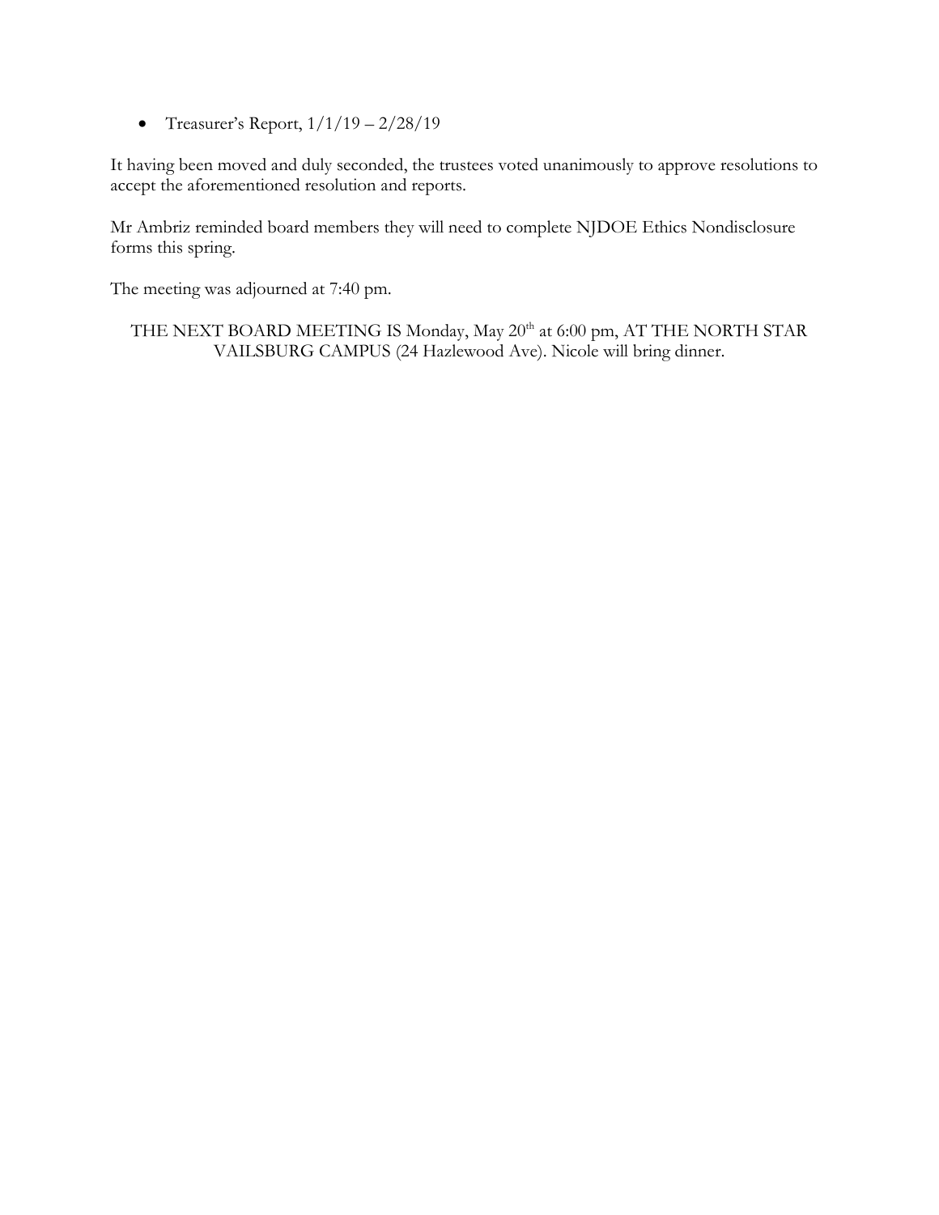- Treasurer's Report, 1/1/19 – 2/28/19

It having been moved and duly seconded, the trustees voted unanimously to approve resolutions to accept the aforementioned resolution and reports.

Mr Ambriz reminded board members they will need to complete NJDOE Ethics Nondisclosure forms this spring.

The meeting was adjourned at 7:40 pm.

THE NEXT BOARD MEETING IS Monday, May 20th at 6:00 pm, AT THE NORTH STAR VAILSBURG CAMPUS (24 Hazlewood Ave). Nicole will bring dinner.